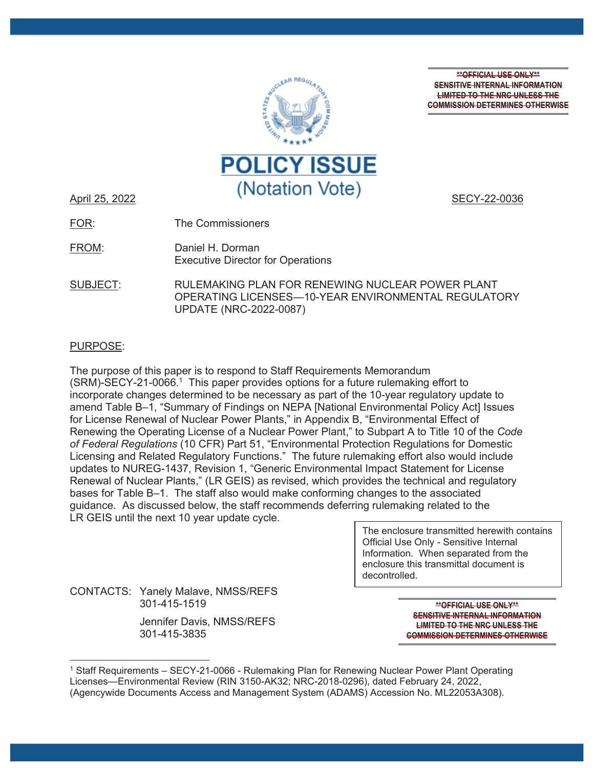~~**OFFICIAL USE ONLY**~~
~~SENSITIVE INTERNAL INFORMATION~~
~~LIMITED TO THE NRC UNLESS THE~~
~~COMMISSION DETERMINES OTHERWISE~~

# POLICY ISSUE
## (Notation Vote)

April 25, 2022 SECY-22-0036

FOR: The Commissioners

FROM: Daniel H. Dorman
Executive Director for Operations

SUBJECT: RULEMAKING PLAN FOR RENEWING NUCLEAR POWER PLANT OPERATING LICENSES—10-YEAR ENVIRONMENTAL REGULATORY UPDATE (NRC-2022-0087)

PURPOSE:

The purpose of this paper is to respond to Staff Requirements Memorandum (SRM)-SECY-21-0066.[1] This paper provides options for a future rulemaking effort to incorporate changes determined to be necessary as part of the 10-year regulatory update to amend Table B–1, "Summary of Findings on NEPA [National Environmental Policy Act] Issues for License Renewal of Nuclear Power Plants," in Appendix B, "Environmental Effect of Renewing the Operating License of a Nuclear Power Plant," to Subpart A to Title 10 of the *Code of Federal Regulations* (10 CFR) Part 51, "Environmental Protection Regulations for Domestic Licensing and Related Regulatory Functions." The future rulemaking effort also would include updates to NUREG-1437, Revision 1, "Generic Environmental Impact Statement for License Renewal of Nuclear Plants," (LR GEIS) as revised, which provides the technical and regulatory bases for Table B–1. The staff also would make conforming changes to the associated guidance. As discussed below, the staff recommends deferring rulemaking related to the LR GEIS until the next 10 year update cycle.

The enclosure transmitted herewith contains Official Use Only - Sensitive Internal Information. When separated from the enclosure this transmittal document is decontrolled.

CONTACTS: Yanely Malave, NMSS/REFS
301-415-1519

Jennifer Davis, NMSS/REFS
301-415-3835

~~**OFFICIAL USE ONLY**~~
~~SENSITIVE INTERNAL INFORMATION~~
~~LIMITED TO THE NRC UNLESS THE~~
~~COMMISSION DETERMINES OTHERWISE~~

[1] Staff Requirements – SECY-21-0066 - Rulemaking Plan for Renewing Nuclear Power Plant Operating Licenses—Environmental Review (RIN 3150-AK32; NRC-2018-0296), dated February 24, 2022, (Agencywide Documents Access and Management System (ADAMS) Accession No. ML22053A308).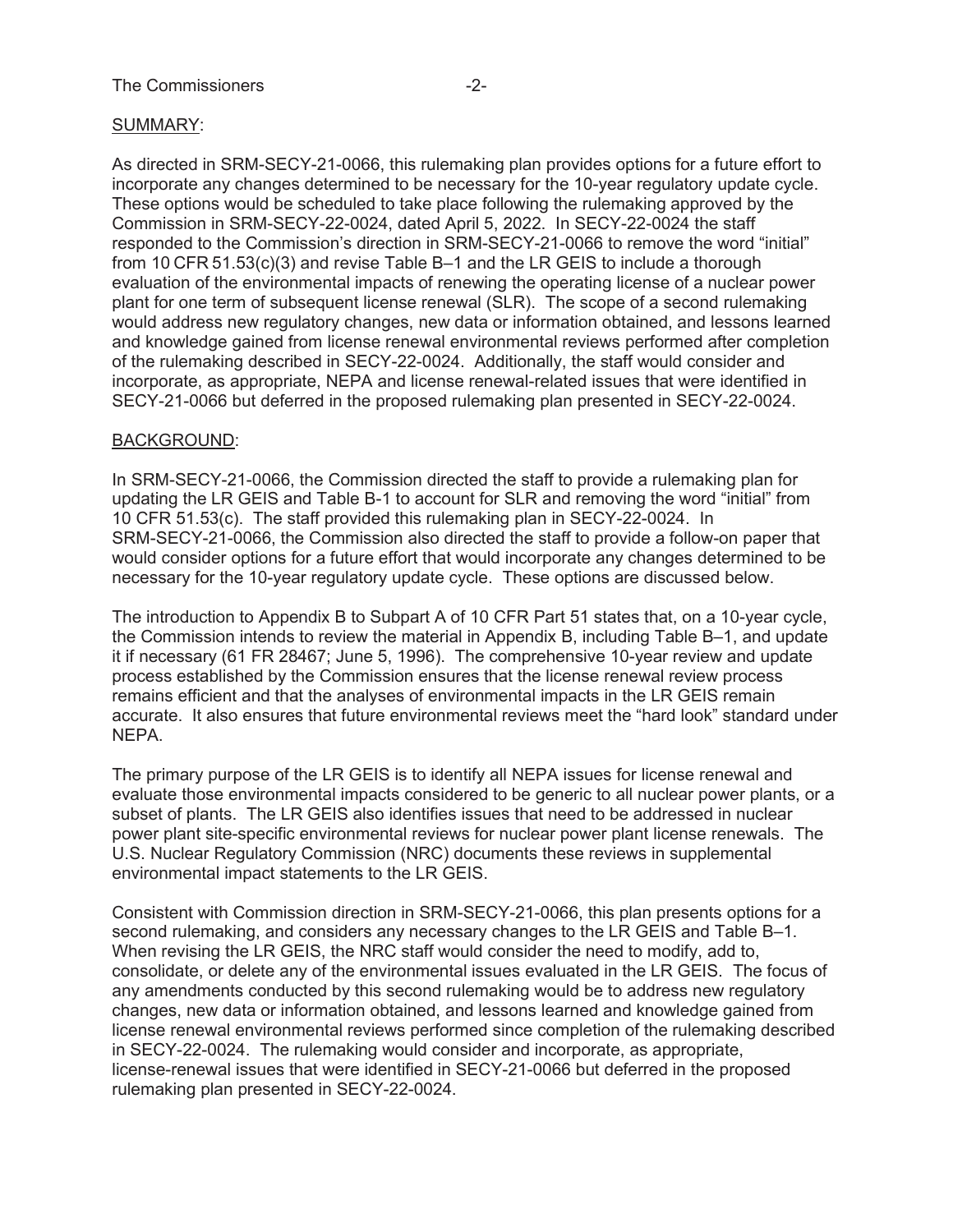SUMMARY:

As directed in SRM-SECY-21-0066, this rulemaking plan provides options for a future effort to incorporate any changes determined to be necessary for the 10-year regulatory update cycle. These options would be scheduled to take place following the rulemaking approved by the Commission in SRM-SECY-22-0024, dated April 5, 2022. In SECY-22-0024 the staff responded to the Commission's direction in SRM-SECY-21-0066 to remove the word "initial" from 10 CFR 51.53(c)(3) and revise Table B–1 and the LR GEIS to include a thorough evaluation of the environmental impacts of renewing the operating license of a nuclear power plant for one term of subsequent license renewal (SLR). The scope of a second rulemaking would address new regulatory changes, new data or information obtained, and lessons learned and knowledge gained from license renewal environmental reviews performed after completion of the rulemaking described in SECY-22-0024. Additionally, the staff would consider and incorporate, as appropriate, NEPA and license renewal-related issues that were identified in SECY-21-0066 but deferred in the proposed rulemaking plan presented in SECY-22-0024.

BACKGROUND:

In SRM-SECY-21-0066, the Commission directed the staff to provide a rulemaking plan for updating the LR GEIS and Table B-1 to account for SLR and removing the word "initial" from 10 CFR 51.53(c). The staff provided this rulemaking plan in SECY-22-0024. In SRM-SECY-21-0066, the Commission also directed the staff to provide a follow-on paper that would consider options for a future effort that would incorporate any changes determined to be necessary for the 10-year regulatory update cycle. These options are discussed below.

The introduction to Appendix B to Subpart A of 10 CFR Part 51 states that, on a 10-year cycle, the Commission intends to review the material in Appendix B, including Table B–1, and update it if necessary (61 FR 28467; June 5, 1996). The comprehensive 10-year review and update process established by the Commission ensures that the license renewal review process remains efficient and that the analyses of environmental impacts in the LR GEIS remain accurate. It also ensures that future environmental reviews meet the "hard look" standard under NEPA.

The primary purpose of the LR GEIS is to identify all NEPA issues for license renewal and evaluate those environmental impacts considered to be generic to all nuclear power plants, or a subset of plants. The LR GEIS also identifies issues that need to be addressed in nuclear power plant site-specific environmental reviews for nuclear power plant license renewals. The U.S. Nuclear Regulatory Commission (NRC) documents these reviews in supplemental environmental impact statements to the LR GEIS.

Consistent with Commission direction in SRM-SECY-21-0066, this plan presents options for a second rulemaking, and considers any necessary changes to the LR GEIS and Table B–1. When revising the LR GEIS, the NRC staff would consider the need to modify, add to, consolidate, or delete any of the environmental issues evaluated in the LR GEIS. The focus of any amendments conducted by this second rulemaking would be to address new regulatory changes, new data or information obtained, and lessons learned and knowledge gained from license renewal environmental reviews performed since completion of the rulemaking described in SECY-22-0024. The rulemaking would consider and incorporate, as appropriate, license-renewal issues that were identified in SECY-21-0066 but deferred in the proposed rulemaking plan presented in SECY-22-0024.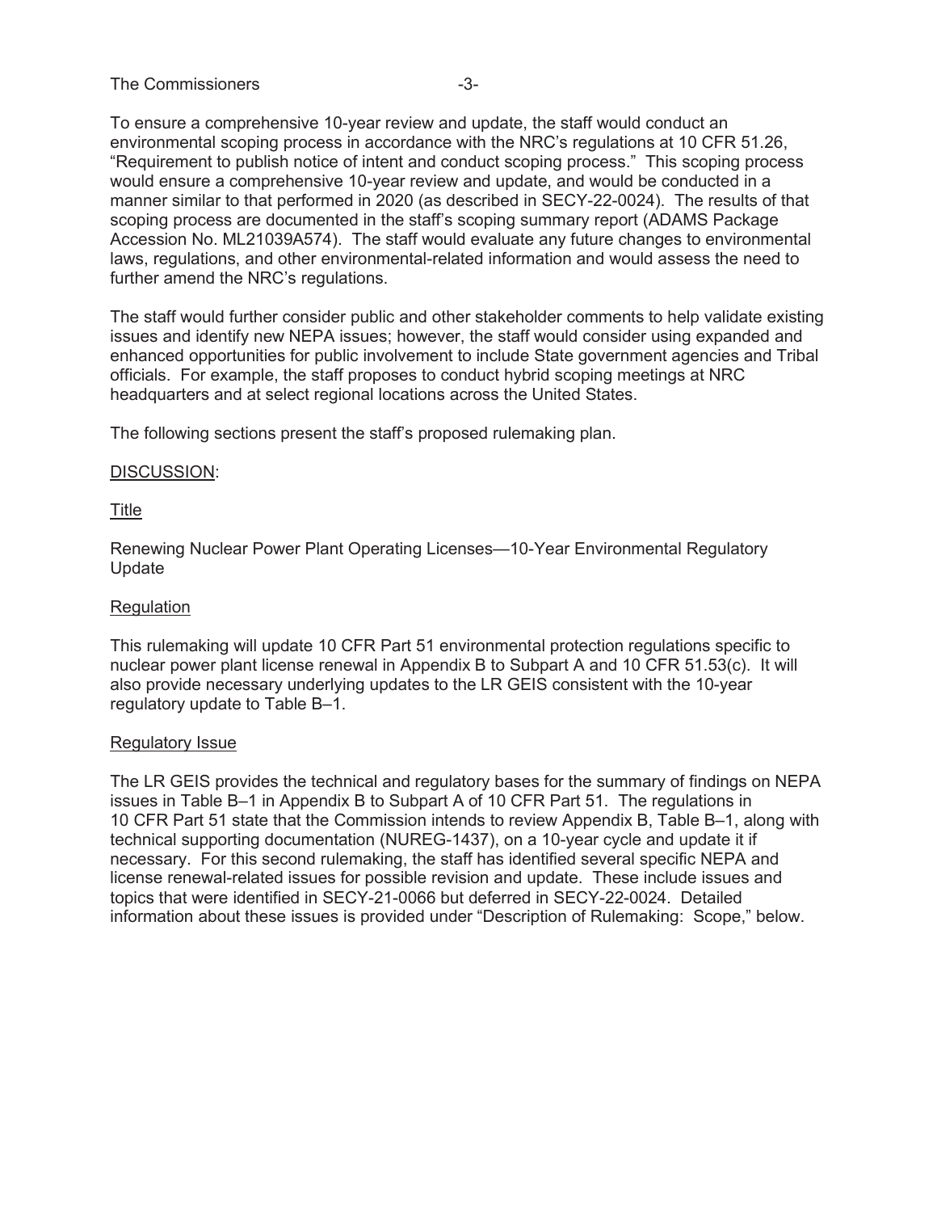To ensure a comprehensive 10-year review and update, the staff would conduct an environmental scoping process in accordance with the NRC's regulations at 10 CFR 51.26, "Requirement to publish notice of intent and conduct scoping process." This scoping process would ensure a comprehensive 10-year review and update, and would be conducted in a manner similar to that performed in 2020 (as described in SECY-22-0024). The results of that scoping process are documented in the staff's scoping summary report (ADAMS Package Accession No. ML21039A574). The staff would evaluate any future changes to environmental laws, regulations, and other environmental-related information and would assess the need to further amend the NRC's regulations.

The staff would further consider public and other stakeholder comments to help validate existing issues and identify new NEPA issues; however, the staff would consider using expanded and enhanced opportunities for public involvement to include State government agencies and Tribal officials. For example, the staff proposes to conduct hybrid scoping meetings at NRC headquarters and at select regional locations across the United States.

The following sections present the staff's proposed rulemaking plan.

## DISCUSSION:

### Title

Renewing Nuclear Power Plant Operating Licenses—10-Year Environmental Regulatory Update

### Regulation

This rulemaking will update 10 CFR Part 51 environmental protection regulations specific to nuclear power plant license renewal in Appendix B to Subpart A and 10 CFR 51.53(c). It will also provide necessary underlying updates to the LR GEIS consistent with the 10-year regulatory update to Table B–1.

### Regulatory Issue

The LR GEIS provides the technical and regulatory bases for the summary of findings on NEPA issues in Table B–1 in Appendix B to Subpart A of 10 CFR Part 51. The regulations in 10 CFR Part 51 state that the Commission intends to review Appendix B, Table B–1, along with technical supporting documentation (NUREG-1437), on a 10-year cycle and update it if necessary. For this second rulemaking, the staff has identified several specific NEPA and license renewal-related issues for possible revision and update. These include issues and topics that were identified in SECY-21-0066 but deferred in SECY-22-0024. Detailed information about these issues is provided under "Description of Rulemaking: Scope," below.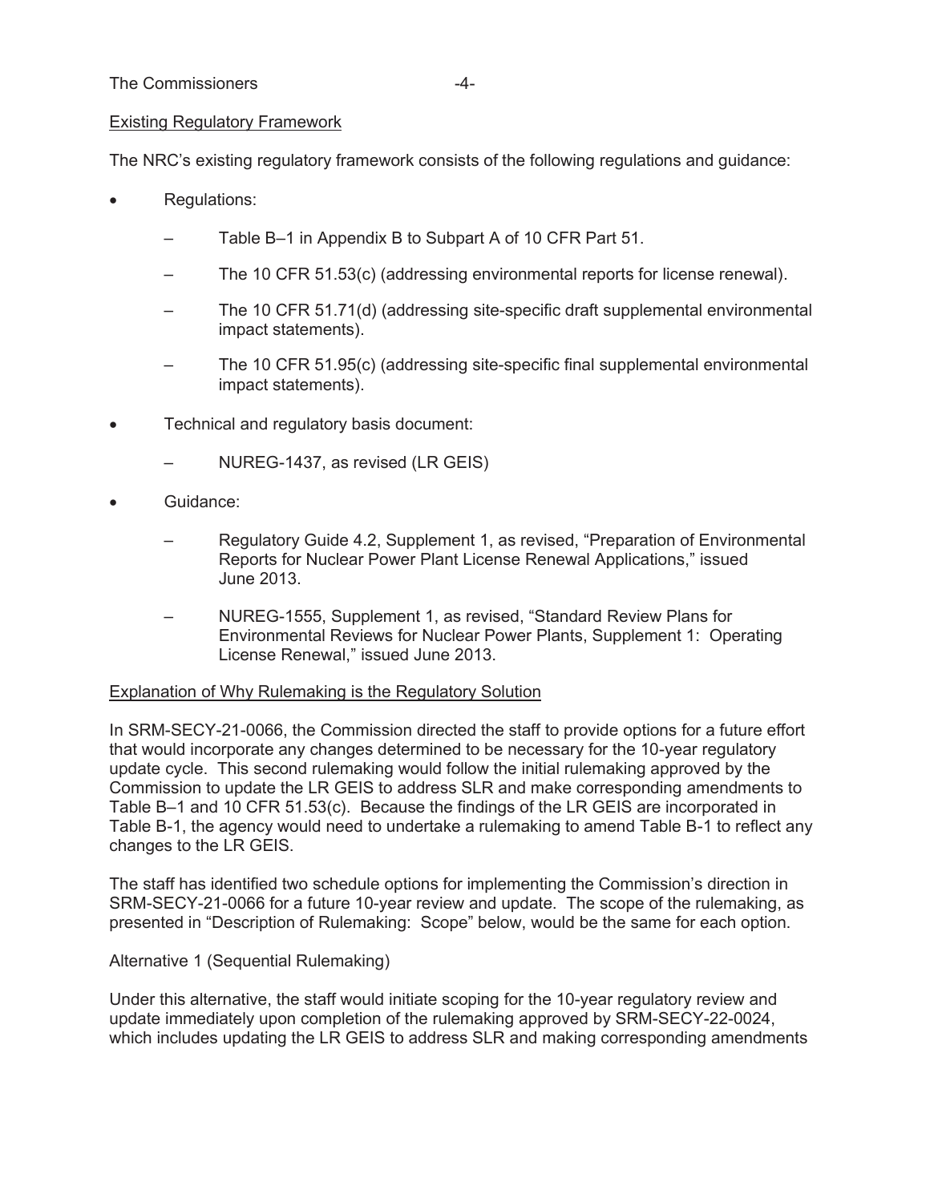Existing Regulatory Framework

The NRC's existing regulatory framework consists of the following regulations and guidance:

- Regulations:
  - Table B–1 in Appendix B to Subpart A of 10 CFR Part 51.
  - The 10 CFR 51.53(c) (addressing environmental reports for license renewal).
  - The 10 CFR 51.71(d) (addressing site-specific draft supplemental environmental impact statements).
  - The 10 CFR 51.95(c) (addressing site-specific final supplemental environmental impact statements).
- Technical and regulatory basis document:
  - NUREG-1437, as revised (LR GEIS)
- Guidance:
  - Regulatory Guide 4.2, Supplement 1, as revised, "Preparation of Environmental Reports for Nuclear Power Plant License Renewal Applications," issued June 2013.
  - NUREG-1555, Supplement 1, as revised, "Standard Review Plans for Environmental Reviews for Nuclear Power Plants, Supplement 1: Operating License Renewal," issued June 2013.

Explanation of Why Rulemaking is the Regulatory Solution

In SRM-SECY-21-0066, the Commission directed the staff to provide options for a future effort that would incorporate any changes determined to be necessary for the 10-year regulatory update cycle. This second rulemaking would follow the initial rulemaking approved by the Commission to update the LR GEIS to address SLR and make corresponding amendments to Table B–1 and 10 CFR 51.53(c). Because the findings of the LR GEIS are incorporated in Table B-1, the agency would need to undertake a rulemaking to amend Table B-1 to reflect any changes to the LR GEIS.

The staff has identified two schedule options for implementing the Commission's direction in SRM-SECY-21-0066 for a future 10-year review and update. The scope of the rulemaking, as presented in "Description of Rulemaking: Scope" below, would be the same for each option.

Alternative 1 (Sequential Rulemaking)

Under this alternative, the staff would initiate scoping for the 10-year regulatory review and update immediately upon completion of the rulemaking approved by SRM-SECY-22-0024, which includes updating the LR GEIS to address SLR and making corresponding amendments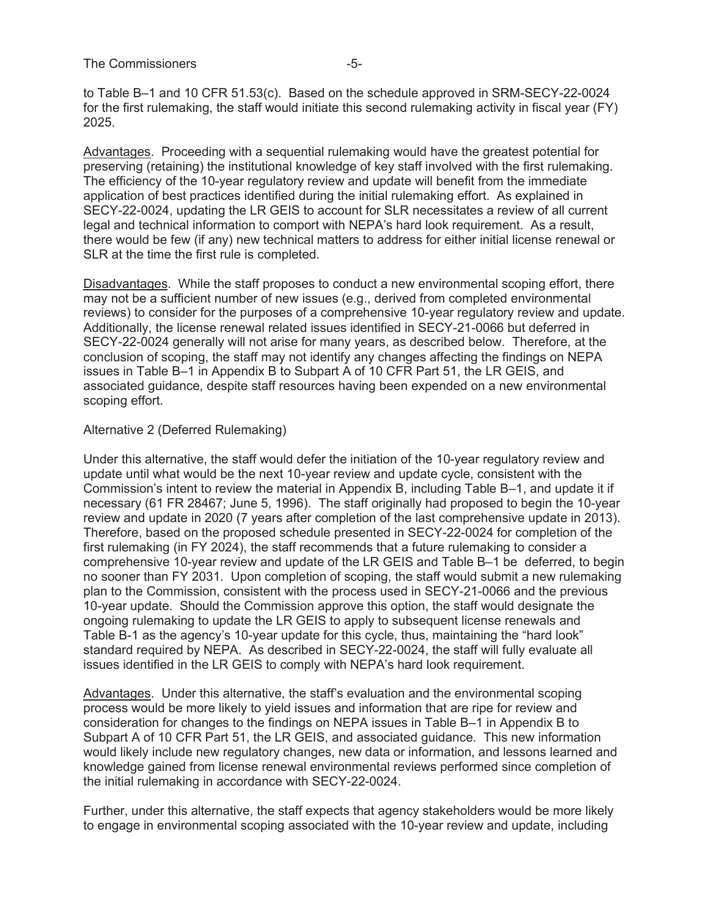to Table B–1 and 10 CFR 51.53(c). Based on the schedule approved in SRM-SECY-22-0024 for the first rulemaking, the staff would initiate this second rulemaking activity in fiscal year (FY) 2025.

Advantages. Proceeding with a sequential rulemaking would have the greatest potential for preserving (retaining) the institutional knowledge of key staff involved with the first rulemaking. The efficiency of the 10-year regulatory review and update will benefit from the immediate application of best practices identified during the initial rulemaking effort. As explained in SECY-22-0024, updating the LR GEIS to account for SLR necessitates a review of all current legal and technical information to comport with NEPA's hard look requirement. As a result, there would be few (if any) new technical matters to address for either initial license renewal or SLR at the time the first rule is completed.

Disadvantages. While the staff proposes to conduct a new environmental scoping effort, there may not be a sufficient number of new issues (e.g., derived from completed environmental reviews) to consider for the purposes of a comprehensive 10-year regulatory review and update. Additionally, the license renewal related issues identified in SECY-21-0066 but deferred in SECY-22-0024 generally will not arise for many years, as described below. Therefore, at the conclusion of scoping, the staff may not identify any changes affecting the findings on NEPA issues in Table B–1 in Appendix B to Subpart A of 10 CFR Part 51, the LR GEIS, and associated guidance, despite staff resources having been expended on a new environmental scoping effort.

Alternative 2 (Deferred Rulemaking)

Under this alternative, the staff would defer the initiation of the 10-year regulatory review and update until what would be the next 10-year review and update cycle, consistent with the Commission's intent to review the material in Appendix B, including Table B–1, and update it if necessary (61 FR 28467; June 5, 1996). The staff originally had proposed to begin the 10-year review and update in 2020 (7 years after completion of the last comprehensive update in 2013). Therefore, based on the proposed schedule presented in SECY-22-0024 for completion of the first rulemaking (in FY 2024), the staff recommends that a future rulemaking to consider a comprehensive 10-year review and update of the LR GEIS and Table B–1 be deferred, to begin no sooner than FY 2031. Upon completion of scoping, the staff would submit a new rulemaking plan to the Commission, consistent with the process used in SECY-21-0066 and the previous 10-year update. Should the Commission approve this option, the staff would designate the ongoing rulemaking to update the LR GEIS to apply to subsequent license renewals and Table B-1 as the agency's 10-year update for this cycle, thus, maintaining the "hard look" standard required by NEPA. As described in SECY-22-0024, the staff will fully evaluate all issues identified in the LR GEIS to comply with NEPA's hard look requirement.

Advantages. Under this alternative, the staff's evaluation and the environmental scoping process would be more likely to yield issues and information that are ripe for review and consideration for changes to the findings on NEPA issues in Table B–1 in Appendix B to Subpart A of 10 CFR Part 51, the LR GEIS, and associated guidance. This new information would likely include new regulatory changes, new data or information, and lessons learned and knowledge gained from license renewal environmental reviews performed since completion of the initial rulemaking in accordance with SECY-22-0024.

Further, under this alternative, the staff expects that agency stakeholders would be more likely to engage in environmental scoping associated with the 10-year review and update, including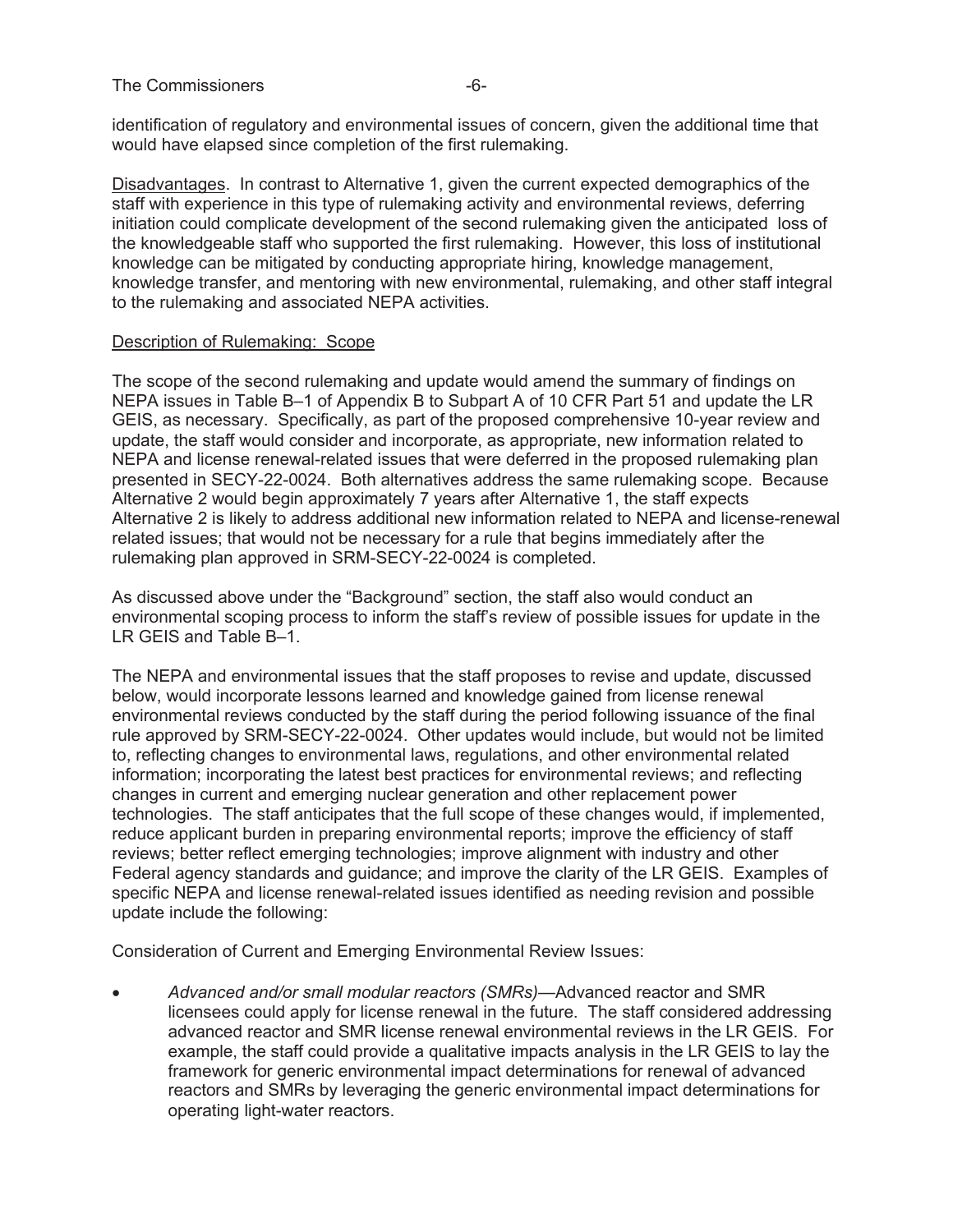identification of regulatory and environmental issues of concern, given the additional time that would have elapsed since completion of the first rulemaking.

Disadvantages. In contrast to Alternative 1, given the current expected demographics of the staff with experience in this type of rulemaking activity and environmental reviews, deferring initiation could complicate development of the second rulemaking given the anticipated loss of the knowledgeable staff who supported the first rulemaking. However, this loss of institutional knowledge can be mitigated by conducting appropriate hiring, knowledge management, knowledge transfer, and mentoring with new environmental, rulemaking, and other staff integral to the rulemaking and associated NEPA activities.

Description of Rulemaking: Scope

The scope of the second rulemaking and update would amend the summary of findings on NEPA issues in Table B–1 of Appendix B to Subpart A of 10 CFR Part 51 and update the LR GEIS, as necessary. Specifically, as part of the proposed comprehensive 10-year review and update, the staff would consider and incorporate, as appropriate, new information related to NEPA and license renewal-related issues that were deferred in the proposed rulemaking plan presented in SECY-22-0024. Both alternatives address the same rulemaking scope. Because Alternative 2 would begin approximately 7 years after Alternative 1, the staff expects Alternative 2 is likely to address additional new information related to NEPA and license-renewal related issues; that would not be necessary for a rule that begins immediately after the rulemaking plan approved in SRM-SECY-22-0024 is completed.

As discussed above under the "Background" section, the staff also would conduct an environmental scoping process to inform the staff's review of possible issues for update in the LR GEIS and Table B–1.

The NEPA and environmental issues that the staff proposes to revise and update, discussed below, would incorporate lessons learned and knowledge gained from license renewal environmental reviews conducted by the staff during the period following issuance of the final rule approved by SRM-SECY-22-0024. Other updates would include, but would not be limited to, reflecting changes to environmental laws, regulations, and other environmental related information; incorporating the latest best practices for environmental reviews; and reflecting changes in current and emerging nuclear generation and other replacement power technologies. The staff anticipates that the full scope of these changes would, if implemented, reduce applicant burden in preparing environmental reports; improve the efficiency of staff reviews; better reflect emerging technologies; improve alignment with industry and other Federal agency standards and guidance; and improve the clarity of the LR GEIS. Examples of specific NEPA and license renewal-related issues identified as needing revision and possible update include the following:

Consideration of Current and Emerging Environmental Review Issues:

- *Advanced and/or small modular reactors (SMRs)*—Advanced reactor and SMR licensees could apply for license renewal in the future. The staff considered addressing advanced reactor and SMR license renewal environmental reviews in the LR GEIS. For example, the staff could provide a qualitative impacts analysis in the LR GEIS to lay the framework for generic environmental impact determinations for renewal of advanced reactors and SMRs by leveraging the generic environmental impact determinations for operating light-water reactors.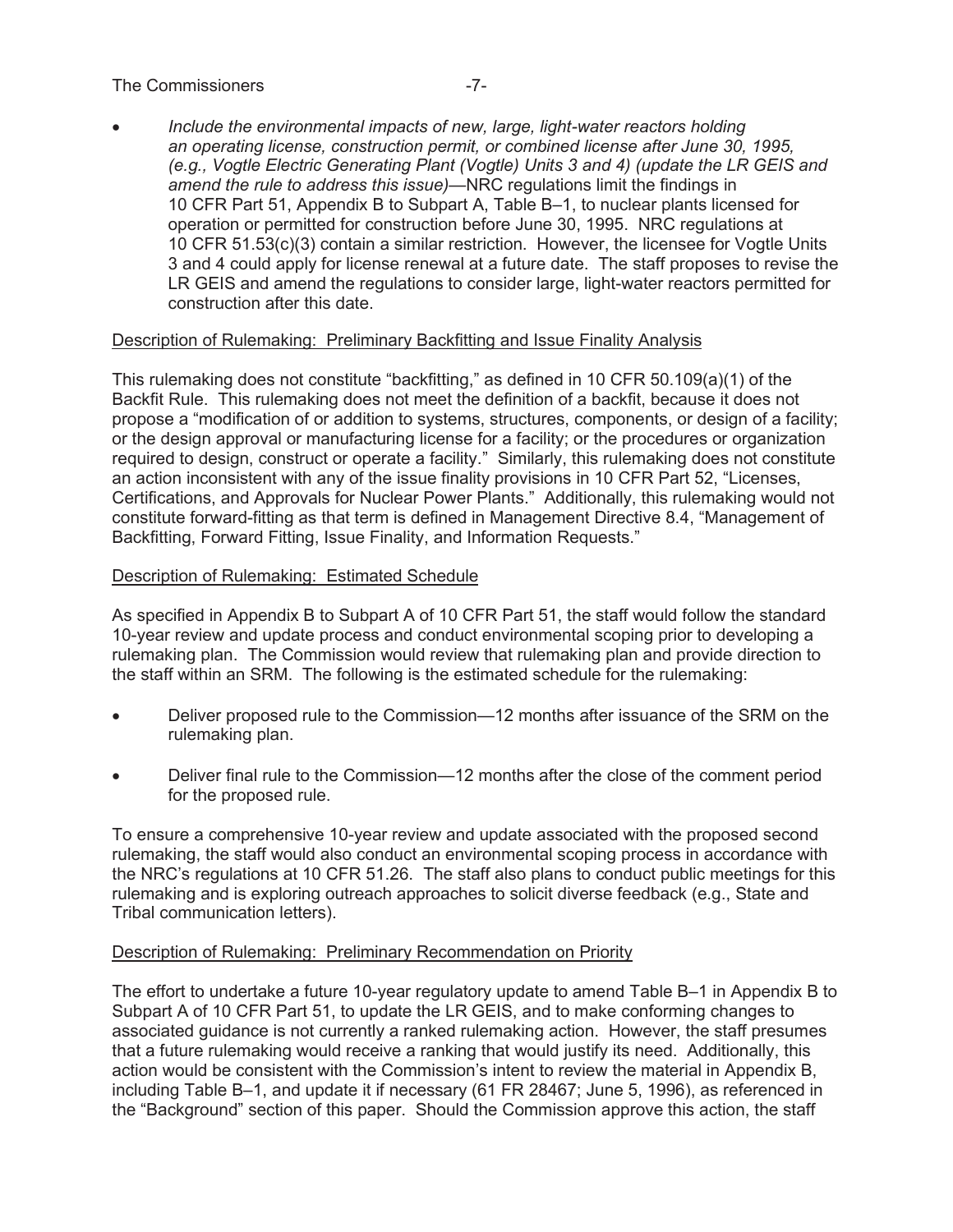- *Include the environmental impacts of new, large, light-water reactors holding an operating license, construction permit, or combined license after June 30, 1995, (e.g., Vogtle Electric Generating Plant (Vogtle) Units 3 and 4) (update the LR GEIS and amend the rule to address this issue)*—NRC regulations limit the findings in 10 CFR Part 51, Appendix B to Subpart A, Table B–1, to nuclear plants licensed for operation or permitted for construction before June 30, 1995. NRC regulations at 10 CFR 51.53(c)(3) contain a similar restriction. However, the licensee for Vogtle Units 3 and 4 could apply for license renewal at a future date. The staff proposes to revise the LR GEIS and amend the regulations to consider large, light-water reactors permitted for construction after this date.

<u>Description of Rulemaking: Preliminary Backfitting and Issue Finality Analysis</u>

This rulemaking does not constitute "backfitting," as defined in 10 CFR 50.109(a)(1) of the Backfit Rule. This rulemaking does not meet the definition of a backfit, because it does not propose a "modification of or addition to systems, structures, components, or design of a facility; or the design approval or manufacturing license for a facility; or the procedures or organization required to design, construct or operate a facility." Similarly, this rulemaking does not constitute an action inconsistent with any of the issue finality provisions in 10 CFR Part 52, "Licenses, Certifications, and Approvals for Nuclear Power Plants." Additionally, this rulemaking would not constitute forward-fitting as that term is defined in Management Directive 8.4, "Management of Backfitting, Forward Fitting, Issue Finality, and Information Requests."

<u>Description of Rulemaking: Estimated Schedule</u>

As specified in Appendix B to Subpart A of 10 CFR Part 51, the staff would follow the standard 10-year review and update process and conduct environmental scoping prior to developing a rulemaking plan. The Commission would review that rulemaking plan and provide direction to the staff within an SRM. The following is the estimated schedule for the rulemaking:

- Deliver proposed rule to the Commission—12 months after issuance of the SRM on the rulemaking plan.
- Deliver final rule to the Commission—12 months after the close of the comment period for the proposed rule.

To ensure a comprehensive 10-year review and update associated with the proposed second rulemaking, the staff would also conduct an environmental scoping process in accordance with the NRC's regulations at 10 CFR 51.26. The staff also plans to conduct public meetings for this rulemaking and is exploring outreach approaches to solicit diverse feedback (e.g., State and Tribal communication letters).

<u>Description of Rulemaking: Preliminary Recommendation on Priority</u>

The effort to undertake a future 10-year regulatory update to amend Table B–1 in Appendix B to Subpart A of 10 CFR Part 51, to update the LR GEIS, and to make conforming changes to associated guidance is not currently a ranked rulemaking action. However, the staff presumes that a future rulemaking would receive a ranking that would justify its need. Additionally, this action would be consistent with the Commission's intent to review the material in Appendix B, including Table B–1, and update it if necessary (61 FR 28467; June 5, 1996), as referenced in the "Background" section of this paper. Should the Commission approve this action, the staff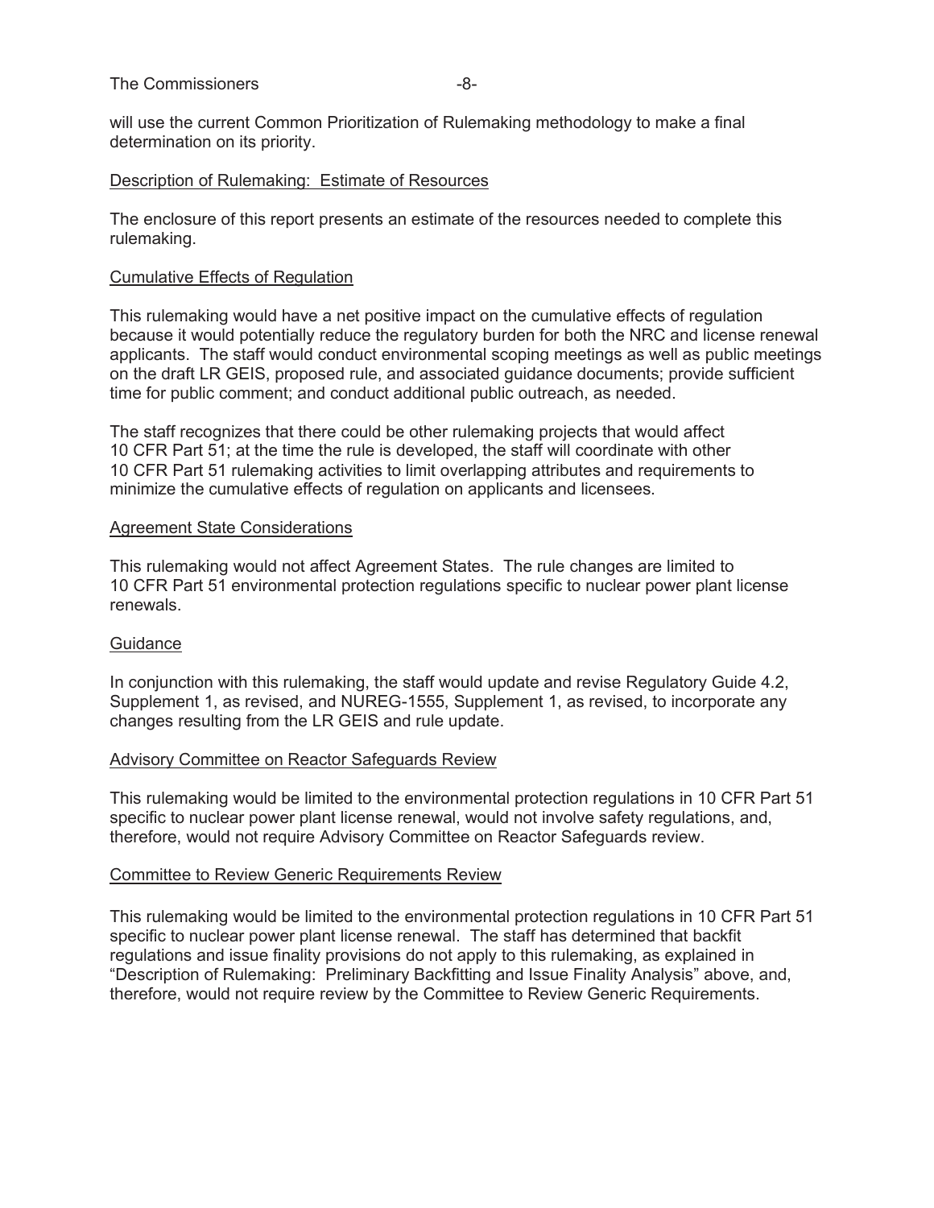will use the current Common Prioritization of Rulemaking methodology to make a final determination on its priority.

Description of Rulemaking: Estimate of Resources

The enclosure of this report presents an estimate of the resources needed to complete this rulemaking.

Cumulative Effects of Regulation

This rulemaking would have a net positive impact on the cumulative effects of regulation because it would potentially reduce the regulatory burden for both the NRC and license renewal applicants. The staff would conduct environmental scoping meetings as well as public meetings on the draft LR GEIS, proposed rule, and associated guidance documents; provide sufficient time for public comment; and conduct additional public outreach, as needed.

The staff recognizes that there could be other rulemaking projects that would affect 10 CFR Part 51; at the time the rule is developed, the staff will coordinate with other 10 CFR Part 51 rulemaking activities to limit overlapping attributes and requirements to minimize the cumulative effects of regulation on applicants and licensees.

Agreement State Considerations

This rulemaking would not affect Agreement States. The rule changes are limited to 10 CFR Part 51 environmental protection regulations specific to nuclear power plant license renewals.

Guidance

In conjunction with this rulemaking, the staff would update and revise Regulatory Guide 4.2, Supplement 1, as revised, and NUREG-1555, Supplement 1, as revised, to incorporate any changes resulting from the LR GEIS and rule update.

Advisory Committee on Reactor Safeguards Review

This rulemaking would be limited to the environmental protection regulations in 10 CFR Part 51 specific to nuclear power plant license renewal, would not involve safety regulations, and, therefore, would not require Advisory Committee on Reactor Safeguards review.

Committee to Review Generic Requirements Review

This rulemaking would be limited to the environmental protection regulations in 10 CFR Part 51 specific to nuclear power plant license renewal. The staff has determined that backfit regulations and issue finality provisions do not apply to this rulemaking, as explained in "Description of Rulemaking: Preliminary Backfitting and Issue Finality Analysis" above, and, therefore, would not require review by the Committee to Review Generic Requirements.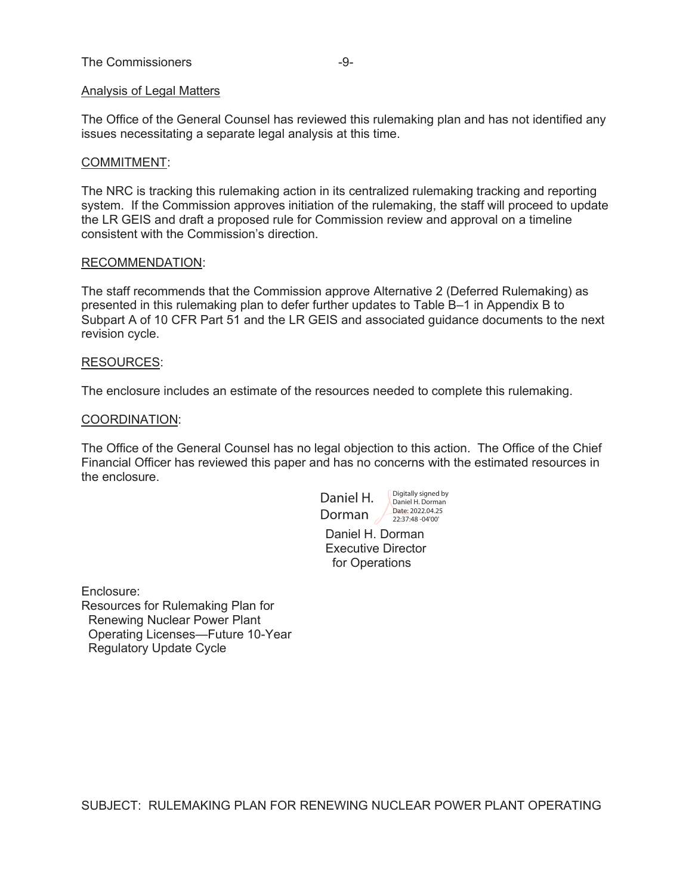## Analysis of Legal Matters

The Office of the General Counsel has reviewed this rulemaking plan and has not identified any issues necessitating a separate legal analysis at this time.

## COMMITMENT:

The NRC is tracking this rulemaking action in its centralized rulemaking tracking and reporting system. If the Commission approves initiation of the rulemaking, the staff will proceed to update the LR GEIS and draft a proposed rule for Commission review and approval on a timeline consistent with the Commission's direction.

## RECOMMENDATION:

The staff recommends that the Commission approve Alternative 2 (Deferred Rulemaking) as presented in this rulemaking plan to defer further updates to Table B–1 in Appendix B to Subpart A of 10 CFR Part 51 and the LR GEIS and associated guidance documents to the next revision cycle.

## RESOURCES:

The enclosure includes an estimate of the resources needed to complete this rulemaking.

## COORDINATION:

The Office of the General Counsel has no legal objection to this action. The Office of the Chief Financial Officer has reviewed this paper and has no concerns with the estimated resources in the enclosure.

Daniel H. Dorman
Digitally signed by Daniel H. Dorman
Date: 2022.04.25 22:37:48 -04'00'

Daniel H. Dorman
Executive Director
for Operations

Enclosure:
Resources for Rulemaking Plan for
Renewing Nuclear Power Plant
Operating Licenses—Future 10-Year
Regulatory Update Cycle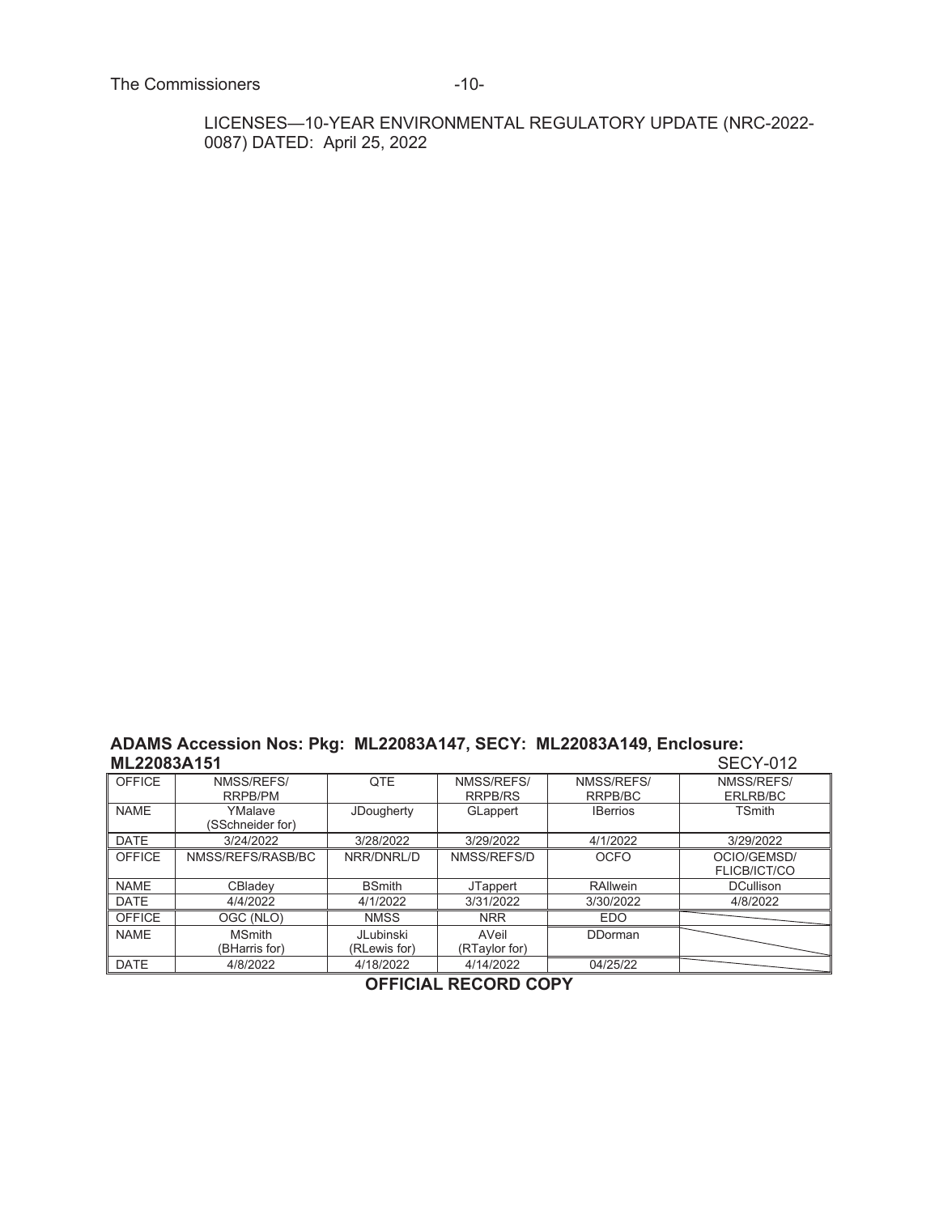LICENSES—10-YEAR ENVIRONMENTAL REGULATORY UPDATE (NRC-2022-0087) DATED: April 25, 2022

**ADAMS Accession Nos: Pkg: ML22083A147, SECY: ML22083A149, Enclosure: ML22083A151**

SECY-012

| OFFICE | NMSS/REFS/ RRPB/PM | QTE | NMSS/REFS/ RRPB/RS | NMSS/REFS/ RRPB/BC | NMSS/REFS/ ERLRB/BC |
|---|---|---|---|---|---|
| NAME | YMalave (SSchneider for) | JDougherty | GLappert | IBerrios | TSmith |
| DATE | 3/24/2022 | 3/28/2022 | 3/29/2022 | 4/1/2022 | 3/29/2022 |
| OFFICE | NMSS/REFS/RASB/BC | NRR/DNRL/D | NMSS/REFS/D | OCFO | OCIO/GEMSD/ FLICB/ICT/CO |
| NAME | CBladey | BSmith | JTappert | RAllwein | DCullison |
| DATE | 4/4/2022 | 4/1/2022 | 3/31/2022 | 3/30/2022 | 4/8/2022 |
| OFFICE | OGC (NLO) | NMSS | NRR | EDO | |
| NAME | MSmith (BHarris for) | JLubinski (RLewis for) | AVeil (RTaylor for) | DDorman | |
| DATE | 4/8/2022 | 4/18/2022 | 4/14/2022 | 04/25/22 | |

**OFFICIAL RECORD COPY**